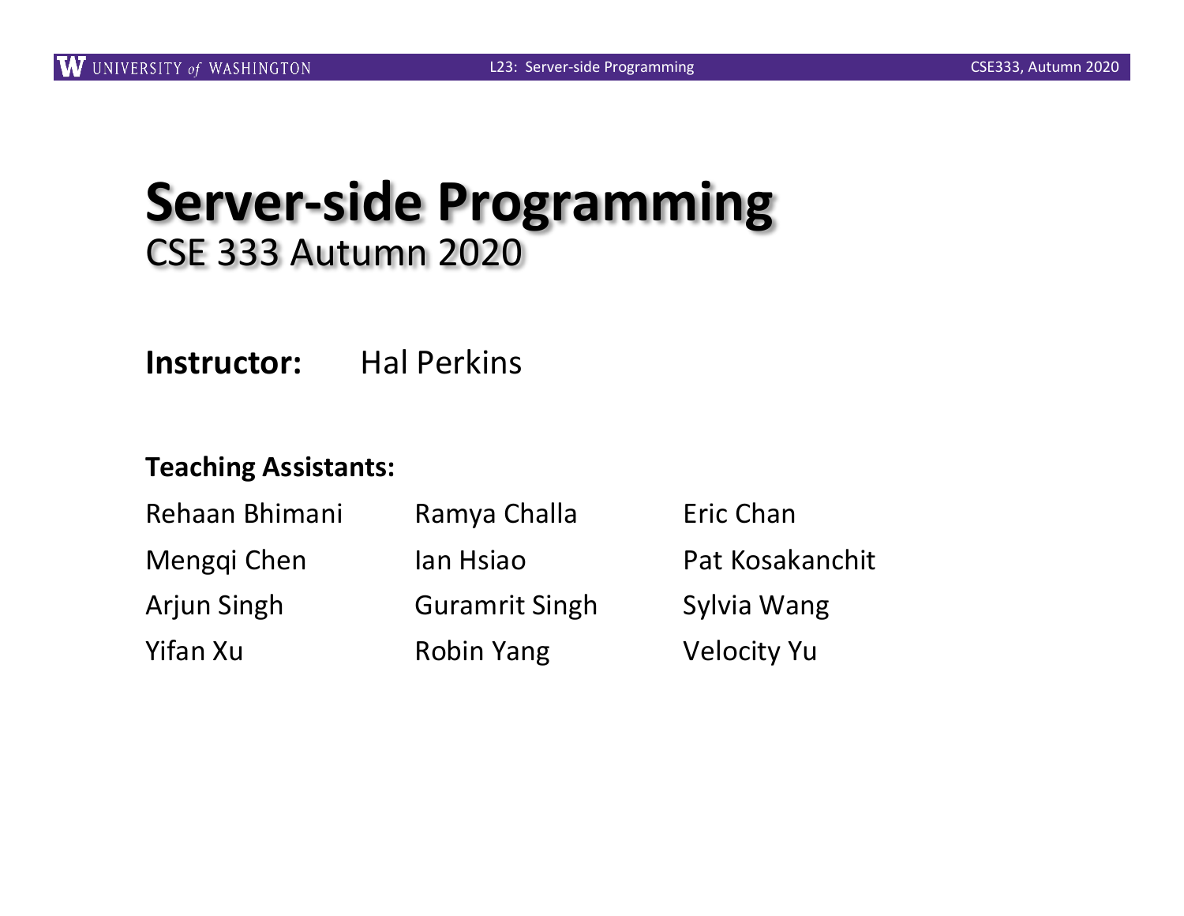# Server-side Programming

CSE 333 Autumn 2020

**Instructor:** Hal Perkins

**Teaching Assistants:**

| | | |
|---|---|---|
| Rehaan Bhimani | Ramya Challa | Eric Chan |
| Mengqi Chen | Ian Hsiao | Pat Kosakanchit |
| Arjun Singh | Guramrit Singh | Sylvia Wang |
| Yifan Xu | Robin Yang | Velocity Yu |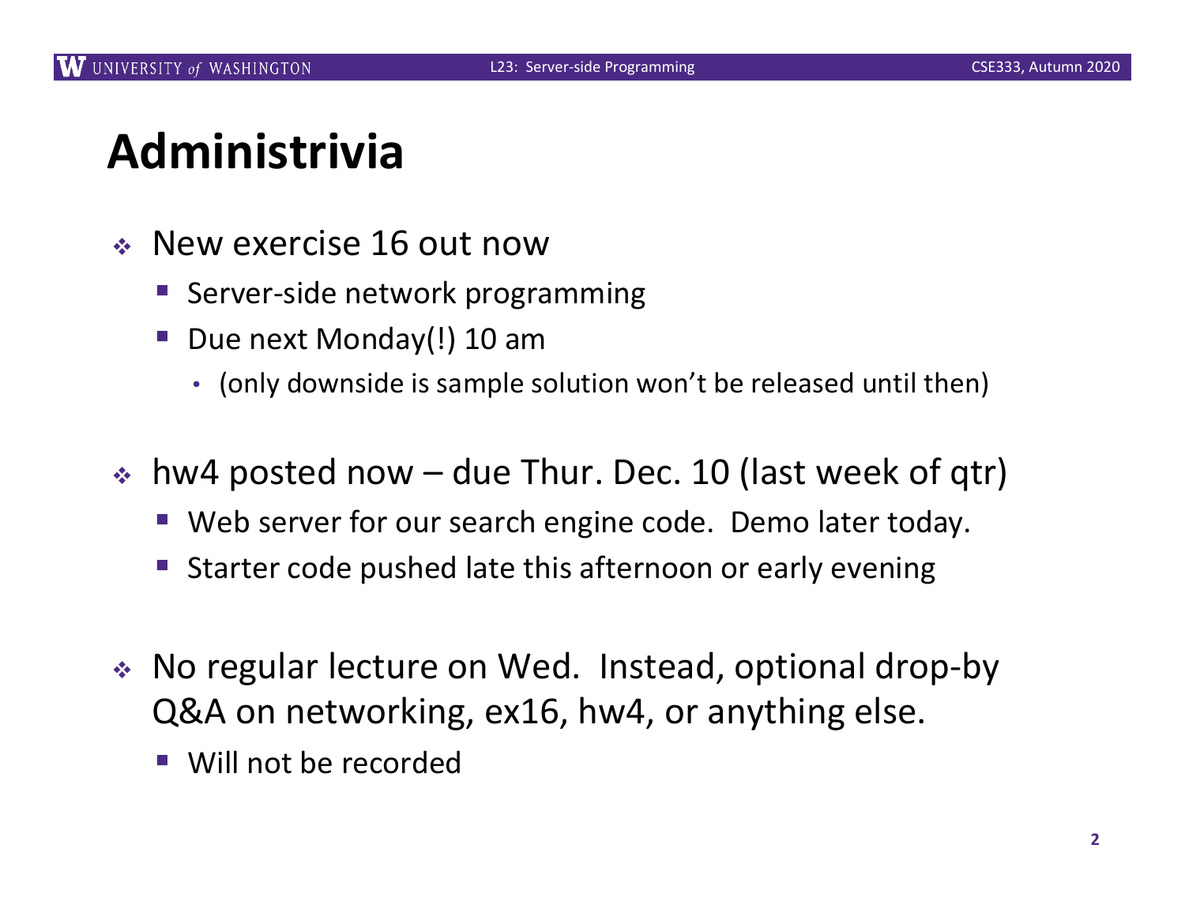# Administrivia

- New exercise 16 out now
  - Server-side network programming
  - Due next Monday(!) 10 am
    - (only downside is sample solution won't be released until then)
- hw4 posted now – due Thur. Dec. 10 (last week of qtr)
  - Web server for our search engine code. Demo later today.
  - Starter code pushed late this afternoon or early evening
- No regular lecture on Wed. Instead, optional drop-by Q&A on networking, ex16, hw4, or anything else.
  - Will not be recorded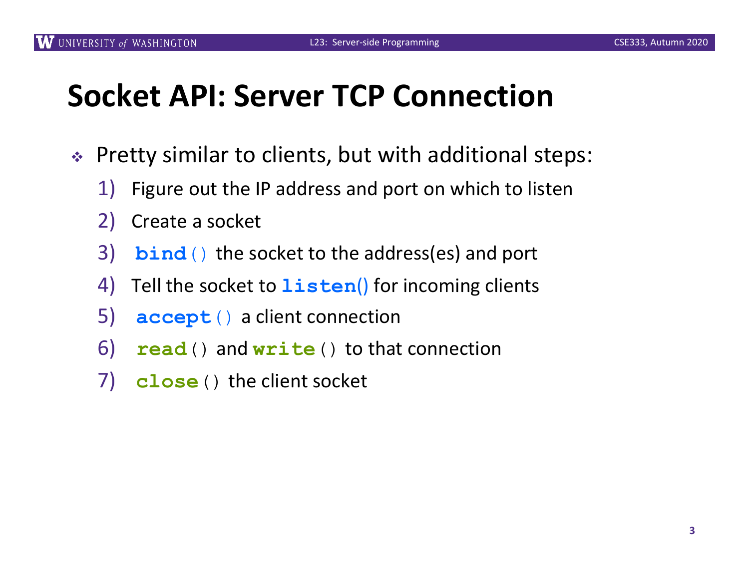# Socket API: Server TCP Connection

- Pretty similar to clients, but with additional steps:
  1) Figure out the IP address and port on which to listen
  2) Create a socket
  3) `bind()` the socket to the address(es) and port
  4) Tell the socket to `listen()` for incoming clients
  5) `accept()` a client connection
  6) `read()` and `write()` to that connection
  7) `close()` the client socket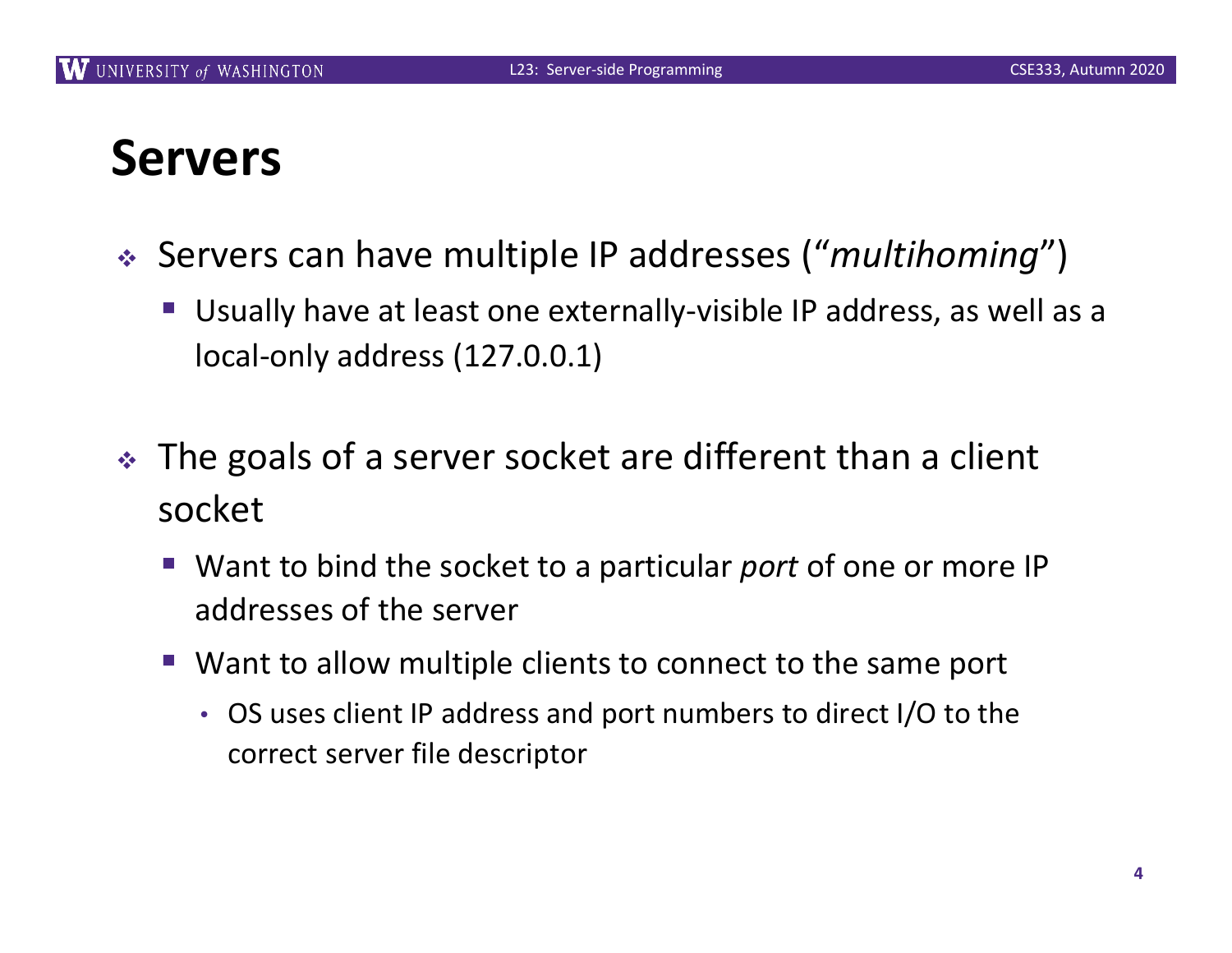# Servers

- Servers can have multiple IP addresses ("*multihoming*")
  - Usually have at least one externally-visible IP address, as well as a local-only address (127.0.0.1)

- The goals of a server socket are different than a client socket
  - Want to bind the socket to a particular *port* of one or more IP addresses of the server
  - Want to allow multiple clients to connect to the same port
    - OS uses client IP address and port numbers to direct I/O to the correct server file descriptor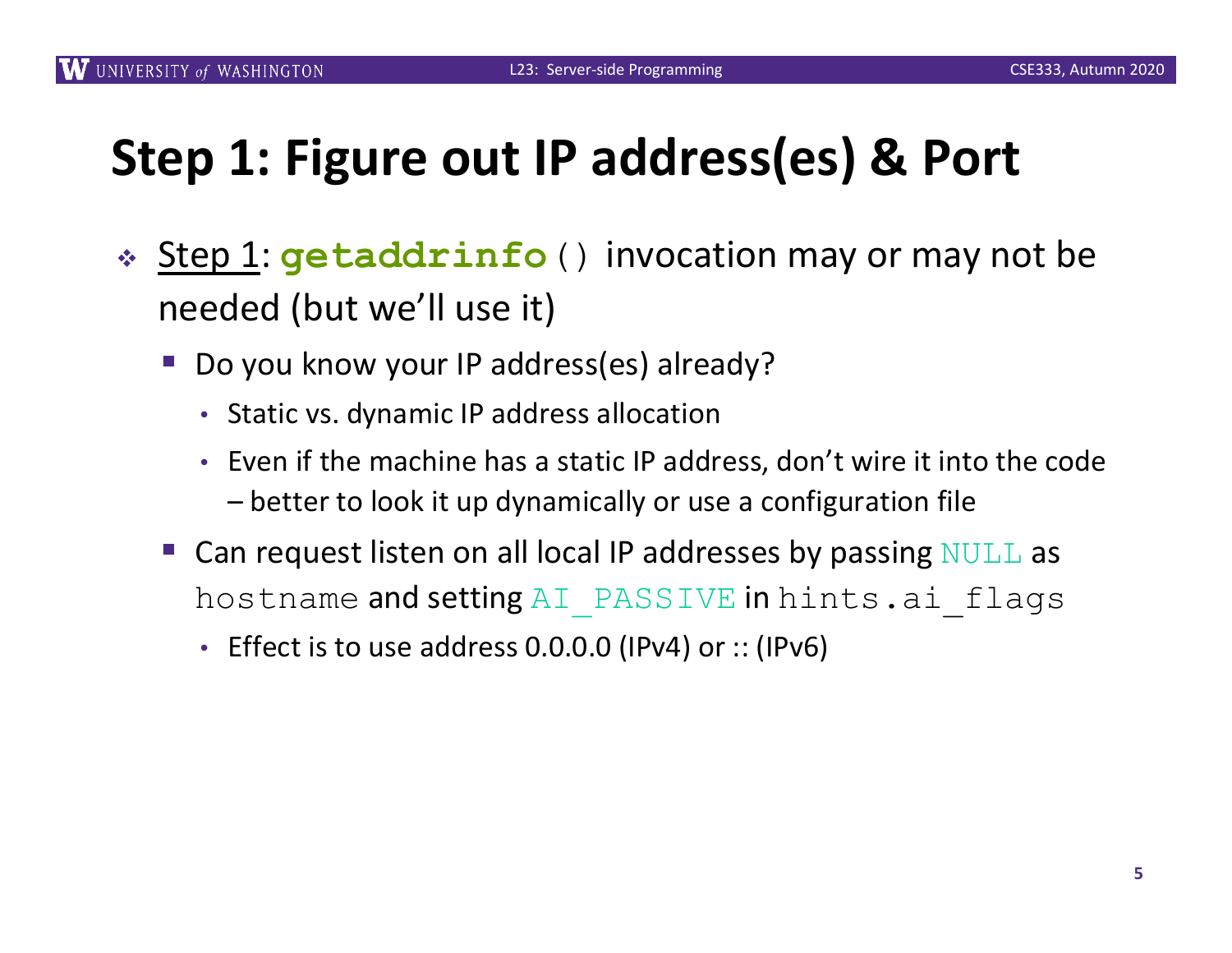# Step 1: Figure out IP address(es) & Port

- Step 1: `getaddrinfo()` invocation may or may not be needed (but we'll use it)
  - Do you know your IP address(es) already?
    - Static vs. dynamic IP address allocation
    - Even if the machine has a static IP address, don't wire it into the code – better to look it up dynamically or use a configuration file
  - Can request listen on all local IP addresses by passing `NULL` as `hostname` and setting `AI_PASSIVE` in `hints.ai_flags`
    - Effect is to use address 0.0.0.0 (IPv4) or :: (IPv6)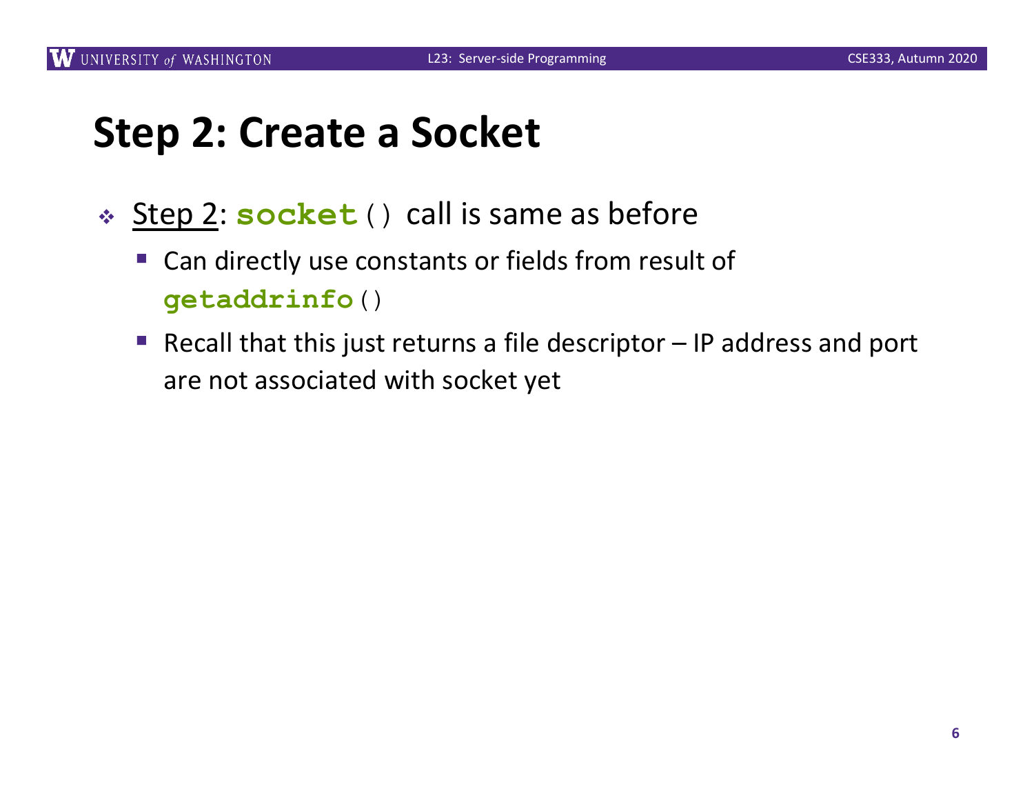# Step 2: Create a Socket

- Step 2: **`socket`**`()` call is same as before
  - Can directly use constants or fields from result of **`getaddrinfo`**`()`
  - Recall that this just returns a file descriptor – IP address and port are not associated with socket yet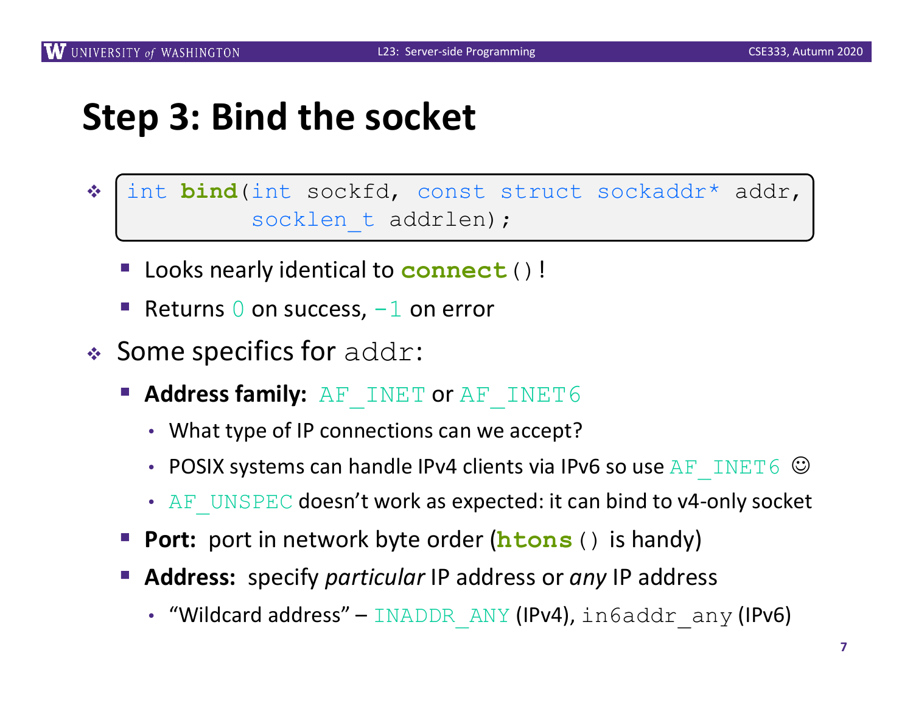# Step 3: Bind the socket

- ```
  int bind(int sockfd, const struct sockaddr* addr,
           socklen_t addrlen);
  ```
  - Looks nearly identical to `connect()`!
  - Returns `0` on success, `-1` on error
- Some specifics for `addr`:
  - **Address family:** `AF_INET` or `AF_INET6`
    - What type of IP connections can we accept?
    - POSIX systems can handle IPv4 clients via IPv6 so use `AF_INET6` ☺
    - `AF_UNSPEC` doesn't work as expected: it can bind to v4-only socket
  - **Port:** port in network byte order (`htons()` is handy)
  - **Address:** specify *particular* IP address or *any* IP address
    - "Wildcard address" – `INADDR_ANY` (IPv4), `in6addr_any` (IPv6)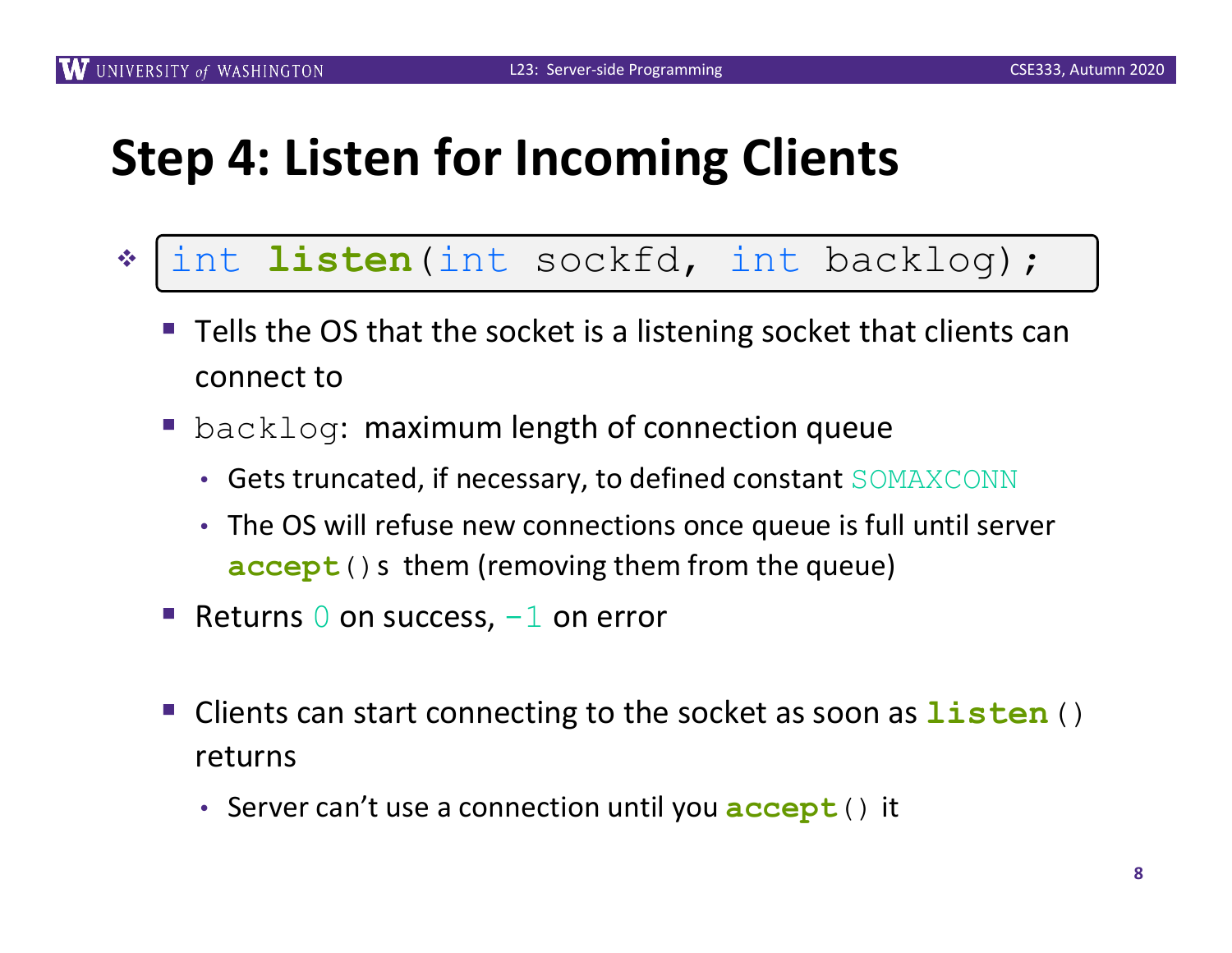# Step 4: Listen for Incoming Clients

- ```
  int listen(int sockfd, int backlog);
  ```
  - Tells the OS that the socket is a listening socket that clients can connect to
  - `backlog`: maximum length of connection queue
    - Gets truncated, if necessary, to defined constant `SOMAXCONN`
    - The OS will refuse new connections once queue is full until server **`accept()`**s them (removing them from the queue)
  - Returns `0` on success, `-1` on error

  - Clients can start connecting to the socket as soon as **`listen()`** returns
    - Server can't use a connection until you **`accept()`** it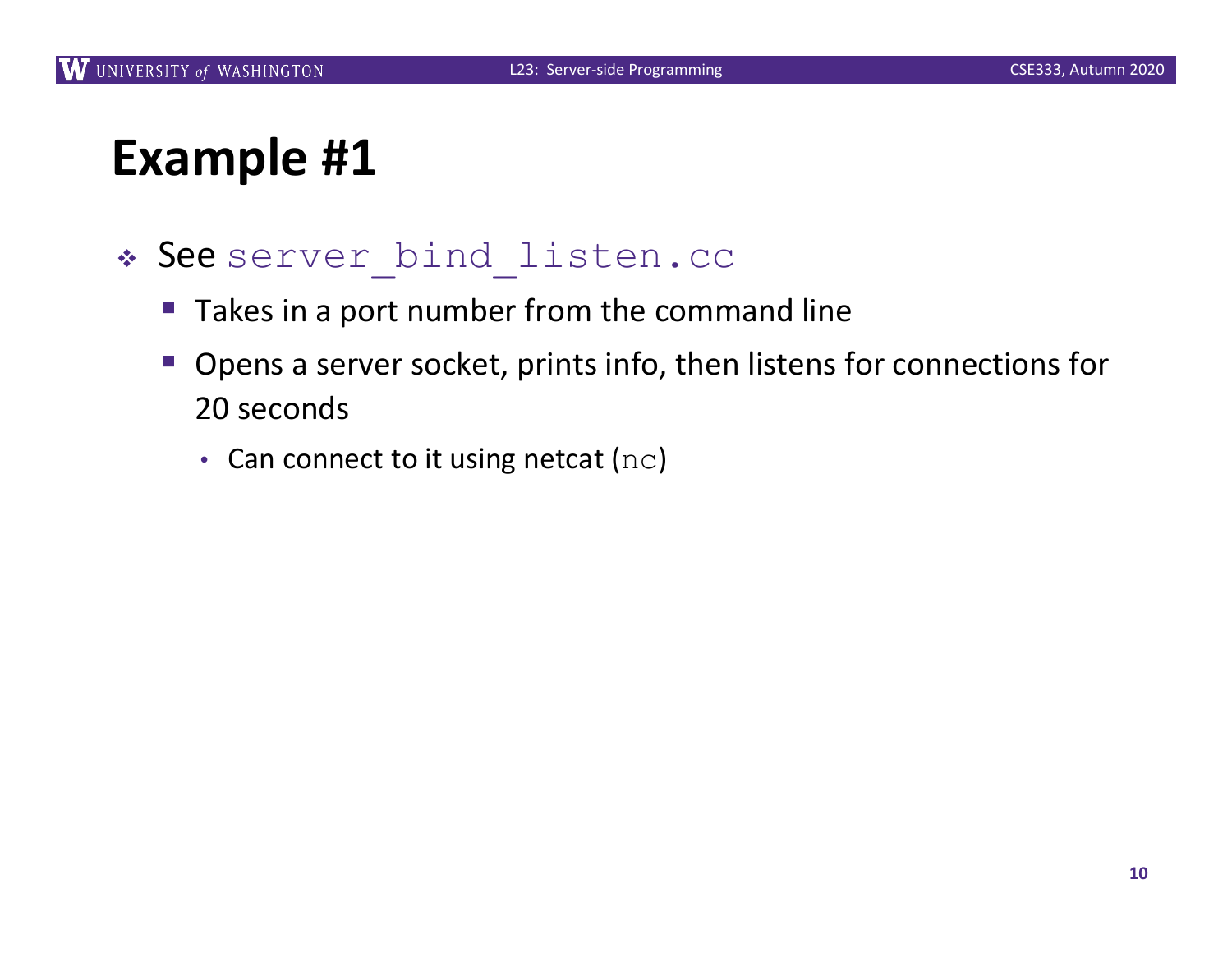# Example #1

- See `server_bind_listen.cc`
  - Takes in a port number from the command line
  - Opens a server socket, prints info, then listens for connections for 20 seconds
    - Can connect to it using netcat (`nc`)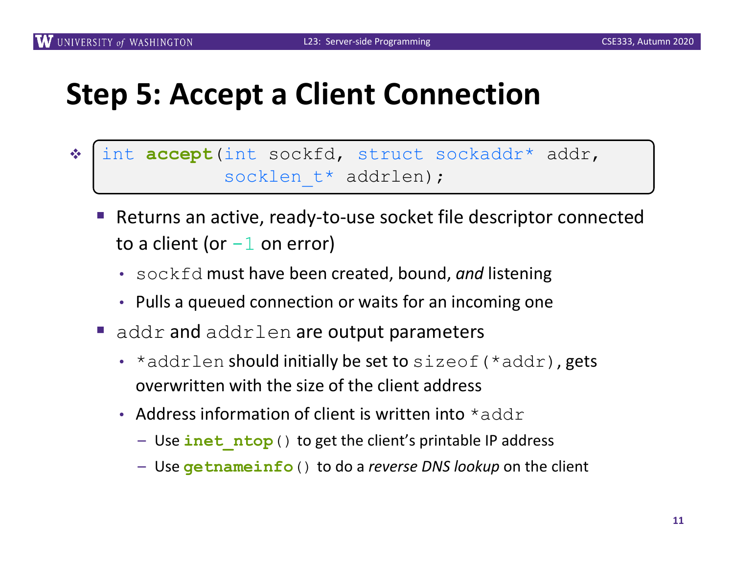# Step 5: Accept a Client Connection

- ```
  int accept(int sockfd, struct sockaddr* addr,
             socklen_t* addrlen);
  ```
  - Returns an active, ready-to-use socket file descriptor connected to a client (or `-1` on error)
    - `sockfd` must have been created, bound, *and* listening
    - Pulls a queued connection or waits for an incoming one
  - `addr` and `addrlen` are output parameters
    - `*addrlen` should initially be set to `sizeof(*addr)`, gets overwritten with the size of the client address
    - Address information of client is written into `*addr`
      - Use **`inet_ntop`**`()` to get the client's printable IP address
      - Use **`getnameinfo`**`()` to do a *reverse DNS lookup* on the client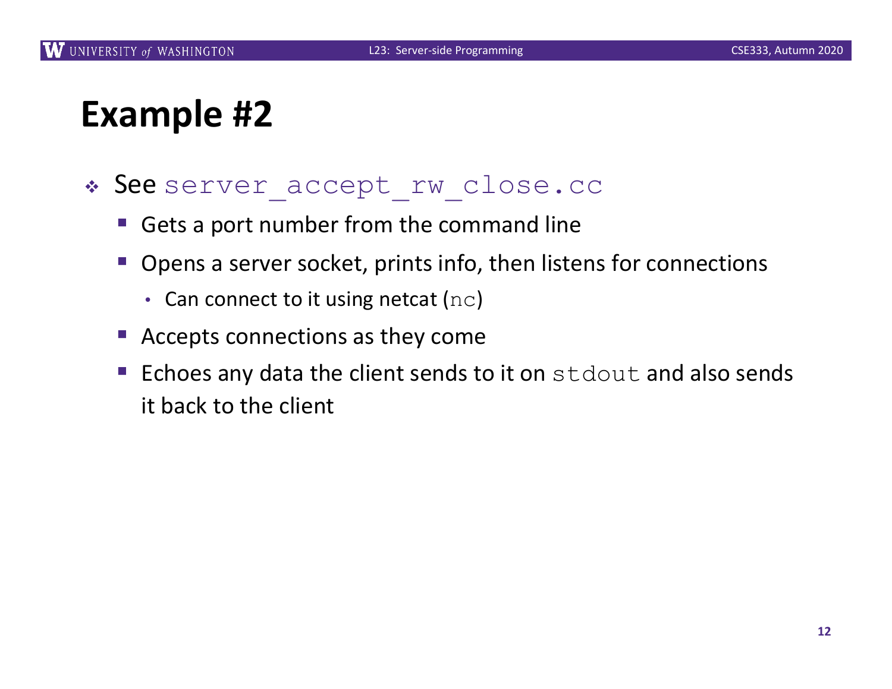# Example #2

- See `server_accept_rw_close.cc`
  - Gets a port number from the command line
  - Opens a server socket, prints info, then listens for connections
    - Can connect to it using netcat (`nc`)
  - Accepts connections as they come
  - Echoes any data the client sends to it on `stdout` and also sends it back to the client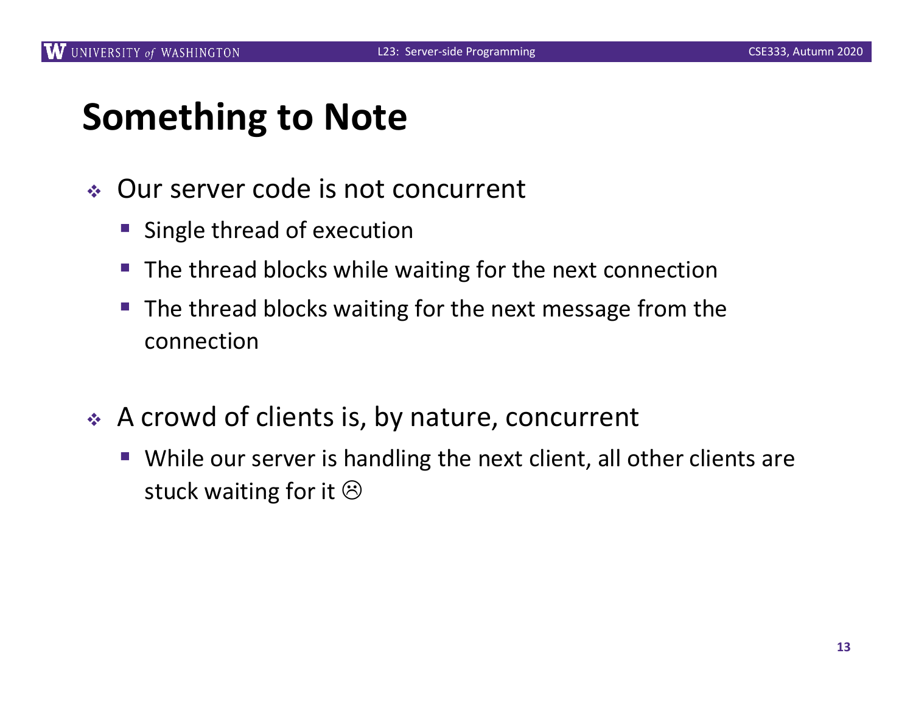# Something to Note

- Our server code is not concurrent
  - Single thread of execution
  - The thread blocks while waiting for the next connection
  - The thread blocks waiting for the next message from the connection

- A crowd of clients is, by nature, concurrent
  - While our server is handling the next client, all other clients are stuck waiting for it ☹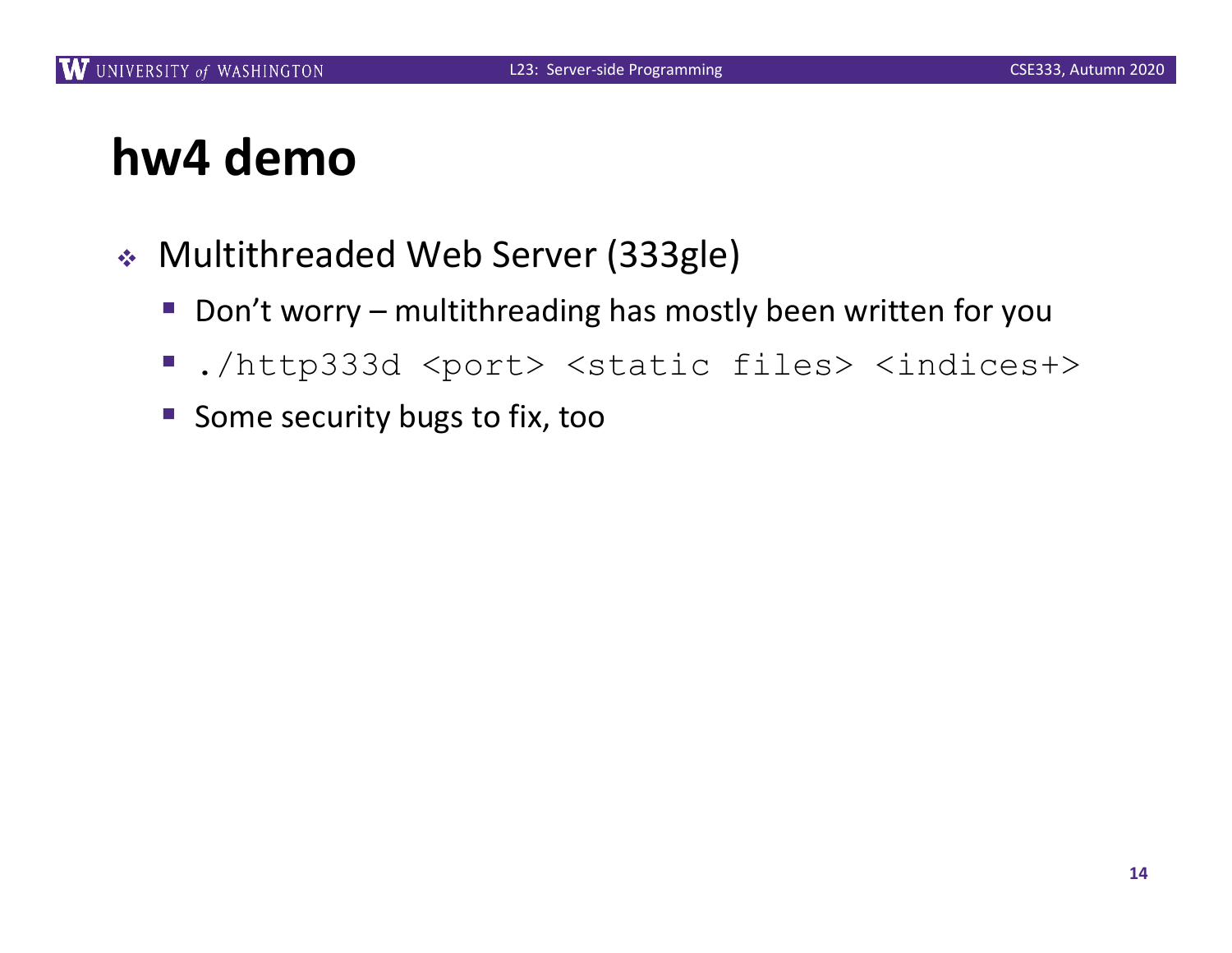# hw4 demo

- Multithreaded Web Server (333gle)
  - Don't worry – multithreading has mostly been written for you
  - `./http333d <port> <static files> <indices+>`
  - Some security bugs to fix, too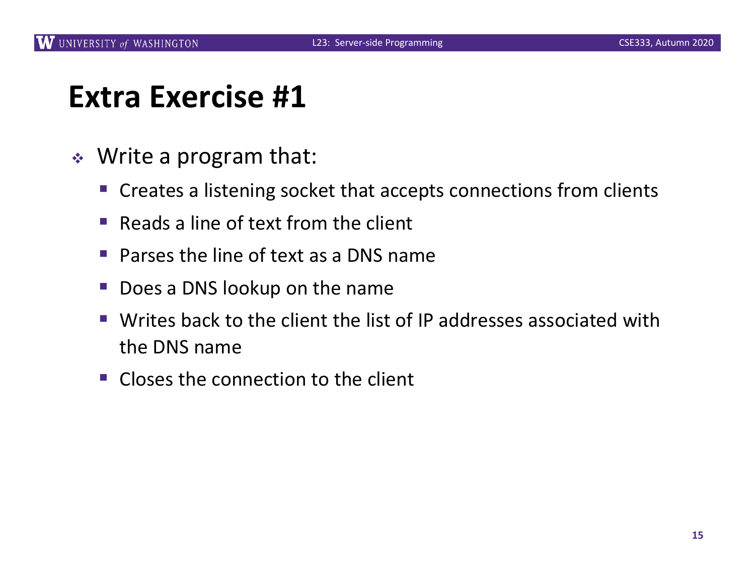# Extra Exercise #1

- Write a program that:
  - Creates a listening socket that accepts connections from clients
  - Reads a line of text from the client
  - Parses the line of text as a DNS name
  - Does a DNS lookup on the name
  - Writes back to the client the list of IP addresses associated with the DNS name
  - Closes the connection to the client